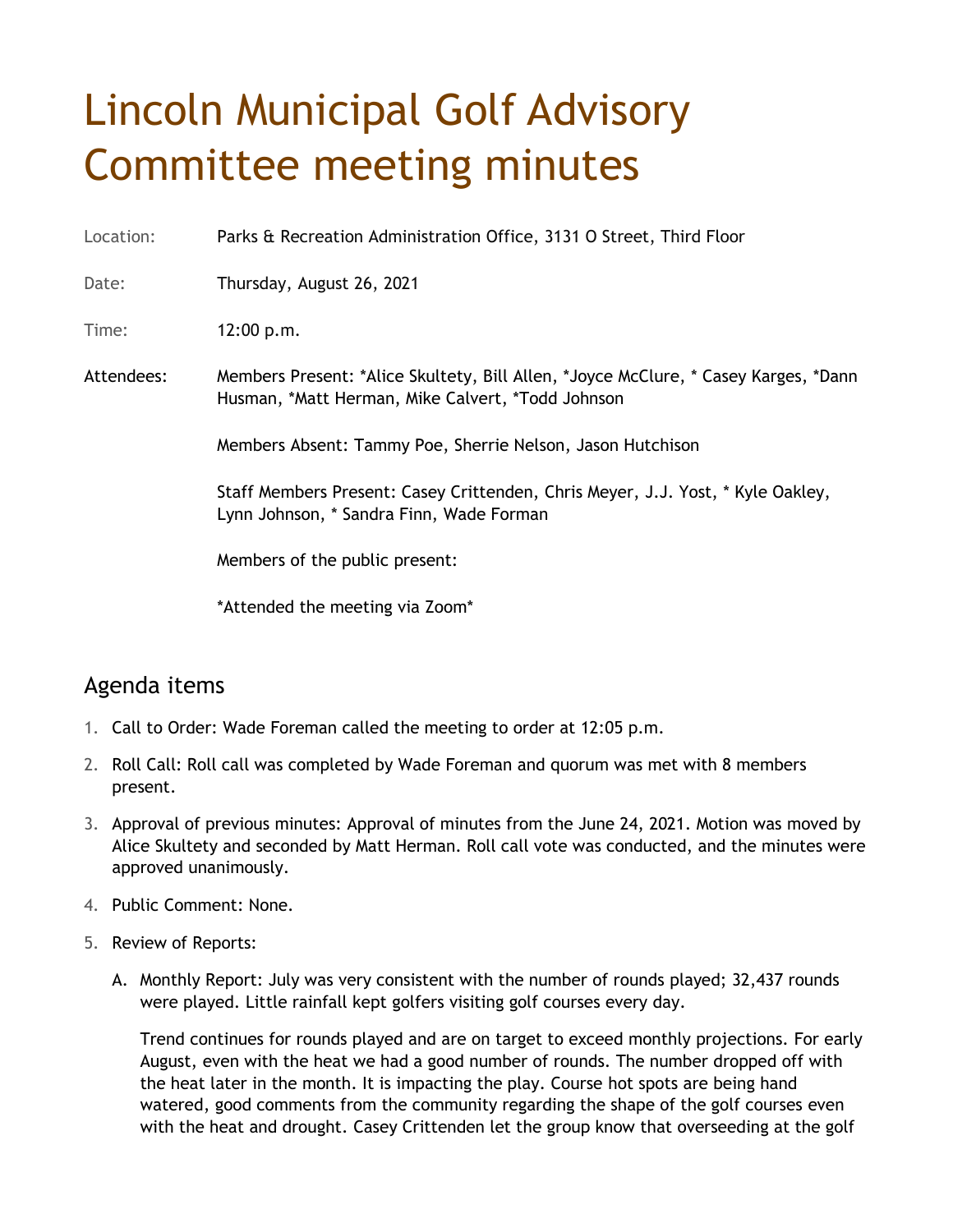# Lincoln Municipal Golf Advisory Committee meeting minutes

Location: Parks & Recreation Administration Office, 3131 O Street, Third Floor

Date: Thursday, August 26, 2021

Time: 12:00 p.m.

Attendees: Members Present: *Alice Skultety, Bill Allen, *Joyce McClure, * Casey Karges, *Dann Husman, *Matt Herman, Mike Calvert, *Todd Johnson

Members Absent: Tammy Poe, Sherrie Nelson, Jason Hutchison

Staff Members Present: Casey Crittenden, Chris Meyer, J.J. Yost, * Kyle Oakley, Lynn Johnson, * Sandra Finn, Wade Forman

Members of the public present:

*Attended the meeting via Zoom*

## Agenda items

1. Call to Order: Wade Foreman called the meeting to order at 12:05 p.m.
2. Roll Call: Roll call was completed by Wade Foreman and quorum was met with 8 members present.
3. Approval of previous minutes: Approval of minutes from the June 24, 2021. Motion was moved by Alice Skultety and seconded by Matt Herman. Roll call vote was conducted, and the minutes were approved unanimously.
4. Public Comment: None.
5. Review of Reports:

   A. Monthly Report: July was very consistent with the number of rounds played; 32,437 rounds were played. Little rainfall kept golfers visiting golf courses every day.

   Trend continues for rounds played and are on target to exceed monthly projections. For early August, even with the heat we had a good number of rounds. The number dropped off with the heat later in the month. It is impacting the play. Course hot spots are being hand watered, good comments from the community regarding the shape of the golf courses even with the heat and drought. Casey Crittenden let the group know that overseeding at the golf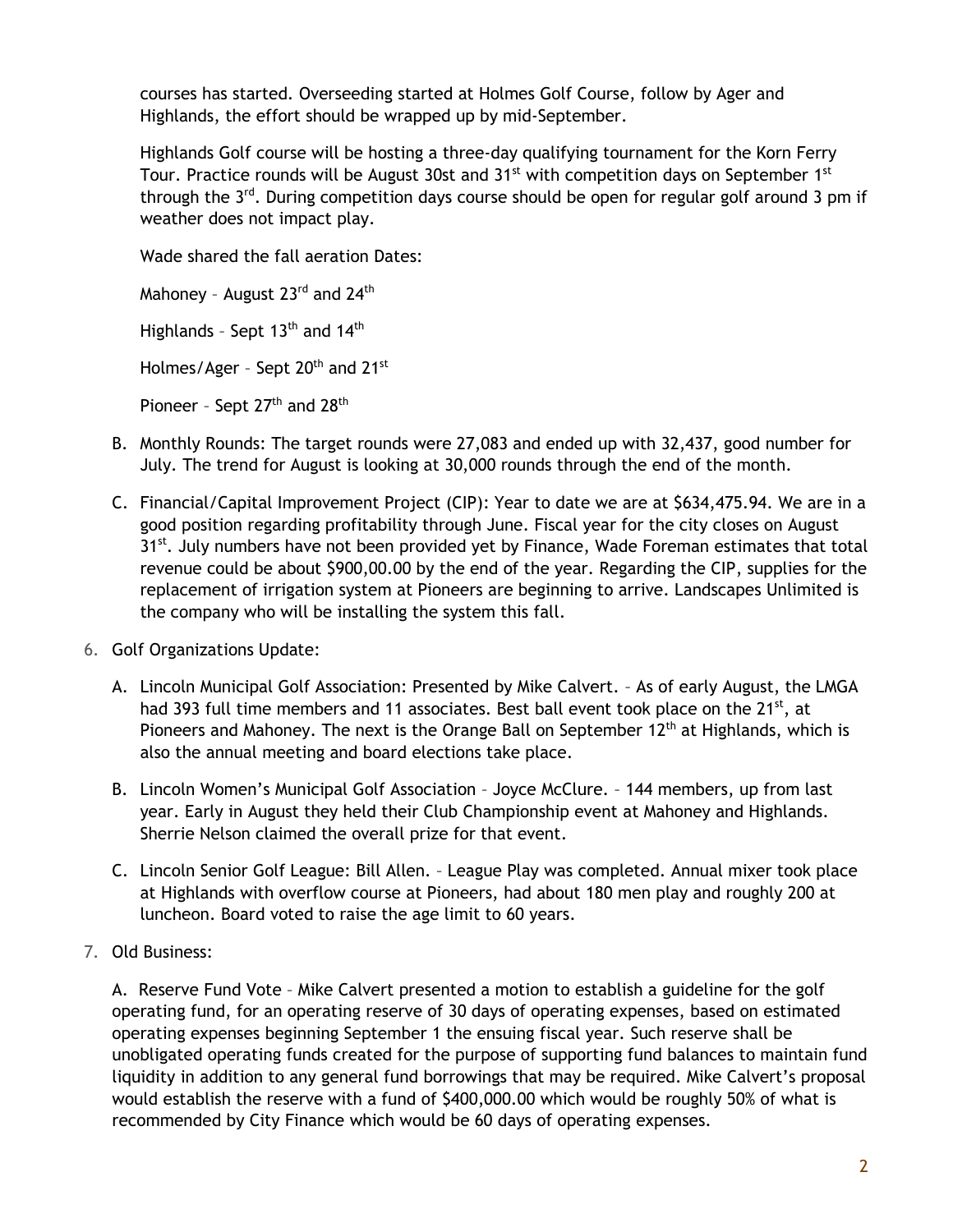courses has started. Overseeding started at Holmes Golf Course, follow by Ager and Highlands, the effort should be wrapped up by mid-September.

Highlands Golf course will be hosting a three-day qualifying tournament for the Korn Ferry Tour. Practice rounds will be August 30st and 31st with competition days on September 1st through the 3rd. During competition days course should be open for regular golf around 3 pm if weather does not impact play.

Wade shared the fall aeration Dates:

Mahoney – August 23rd and 24th

Highlands – Sept 13th and 14th

Holmes/Ager – Sept 20th and 21st

Pioneer – Sept 27th and 28th

B. Monthly Rounds: The target rounds were 27,083 and ended up with 32,437, good number for July. The trend for August is looking at 30,000 rounds through the end of the month.

C. Financial/Capital Improvement Project (CIP): Year to date we are at $634,475.94. We are in a good position regarding profitability through June. Fiscal year for the city closes on August 31st. July numbers have not been provided yet by Finance, Wade Foreman estimates that total revenue could be about $900,00.00 by the end of the year. Regarding the CIP, supplies for the replacement of irrigation system at Pioneers are beginning to arrive. Landscapes Unlimited is the company who will be installing the system this fall.

6. Golf Organizations Update:

A. Lincoln Municipal Golf Association: Presented by Mike Calvert. – As of early August, the LMGA had 393 full time members and 11 associates. Best ball event took place on the 21st, at Pioneers and Mahoney. The next is the Orange Ball on September 12th at Highlands, which is also the annual meeting and board elections take place.

B. Lincoln Women's Municipal Golf Association – Joyce McClure. – 144 members, up from last year. Early in August they held their Club Championship event at Mahoney and Highlands. Sherrie Nelson claimed the overall prize for that event.

C. Lincoln Senior Golf League: Bill Allen. – League Play was completed. Annual mixer took place at Highlands with overflow course at Pioneers, had about 180 men play and roughly 200 at luncheon. Board voted to raise the age limit to 60 years.

7. Old Business:

A. Reserve Fund Vote – Mike Calvert presented a motion to establish a guideline for the golf operating fund, for an operating reserve of 30 days of operating expenses, based on estimated operating expenses beginning September 1 the ensuing fiscal year. Such reserve shall be unobligated operating funds created for the purpose of supporting fund balances to maintain fund liquidity in addition to any general fund borrowings that may be required. Mike Calvert's proposal would establish the reserve with a fund of $400,000.00 which would be roughly 50% of what is recommended by City Finance which would be 60 days of operating expenses.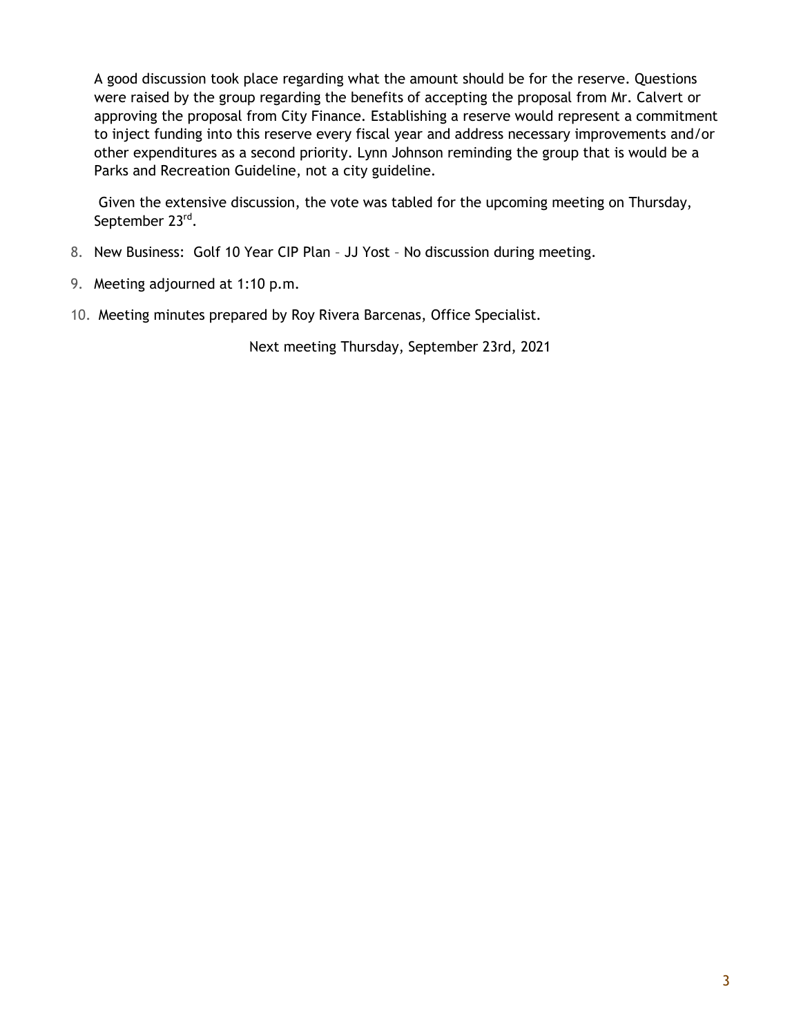A good discussion took place regarding what the amount should be for the reserve. Questions were raised by the group regarding the benefits of accepting the proposal from Mr. Calvert or approving the proposal from City Finance. Establishing a reserve would represent a commitment to inject funding into this reserve every fiscal year and address necessary improvements and/or other expenditures as a second priority. Lynn Johnson reminding the group that is would be a Parks and Recreation Guideline, not a city guideline.

Given the extensive discussion, the vote was tabled for the upcoming meeting on Thursday, September 23rd.

8. New Business: Golf 10 Year CIP Plan – JJ Yost – No discussion during meeting.
9. Meeting adjourned at 1:10 p.m.
10. Meeting minutes prepared by Roy Rivera Barcenas, Office Specialist.

Next meeting Thursday, September 23rd, 2021